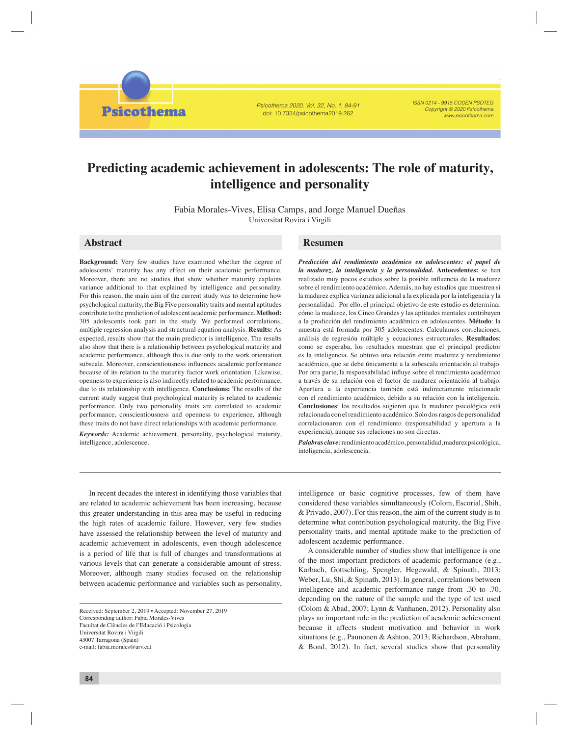# Predicting academic achievement in adolescents: The role of maturity, intelligence and personality

Fabia Morales-Vives, Elisa Camps, and Jorge Manuel Dueñas
Universitat Rovira i Virgili

## Abstract

**Background:** Very few studies have examined whether the degree of adolescents' maturity has any effect on their academic performance. Moreover, there are no studies that show whether maturity explains variance additional to that explained by intelligence and personality. For this reason, the main aim of the current study was to determine how psychological maturity, the Big Five personality traits and mental aptitudes contribute to the prediction of adolescent academic performance. **Method:** 305 adolescents took part in the study. We performed correlations, multiple regression analysis and structural equation analysis. **Results:** As expected, results show that the main predictor is intelligence. The results also show that there is a relationship between psychological maturity and academic performance, although this is due only to the work orientation subscale. Moreover, conscientiousness influences academic performance because of its relation to the maturity factor work orientation. Likewise, openness to experience is also indirectly related to academic performance, due to its relationship with intelligence. **Conclusions:** The results of the current study suggest that psychological maturity is related to academic performance. Only two personality traits are correlated to academic performance, conscientiousness and openness to experience, although these traits do not have direct relationships with academic performance.

*Keywords:* Academic achievement, personality, psychological maturity, intelligence, adolescence.

## Resumen

***Predicción del rendimiento académico en adolescentes: el papel de la madurez, la inteligencia y la personalidad.*** **Antecedentes:** se han realizado muy pocos estudios sobre la posible influencia de la madurez sobre el rendimiento académico. Además, no hay estudios que muestren si la madurez explica varianza adicional a la explicada por la inteligencia y la personalidad. Por ello, el principal objetivo de este estudio es determinar cómo la madurez, los Cinco Grandes y las aptitudes mentales contribuyen a la predicción del rendimiento académico en adolescentes. **Método**: la muestra está formada por 305 adolescentes. Calculamos correlaciones, análisis de regresión múltiple y ecuaciones estructurales. **Resultados**: como se esperaba, los resultados muestran que el principal predictor es la inteligencia. Se obtuvo una relación entre madurez y rendimiento académico, que se debe únicamente a la subescala orientación al trabajo. Por otra parte, la responsabilidad influye sobre el rendimiento académico a través de su relación con el factor de madurez orientación al trabajo. Apertura a la experiencia también está indirectamente relacionado con el rendimiento académico, debido a su relación con la inteligencia. **Conclusiones**: los resultados sugieren que la madurez psicológica está relacionada con el rendimiento académico. Solo dos rasgos de personalidad correlacionaron con el rendimiento (responsabilidad y apertura a la experiencia), aunque sus relaciones no son directas.

*Palabras clave:* rendimiento académico, personalidad, madurez psicológica, inteligencia, adolescencia.

In recent decades the interest in identifying those variables that are related to academic achievement has been increasing, because this greater understanding in this area may be useful in reducing the high rates of academic failure. However, very few studies have assessed the relationship between the level of maturity and academic achievement in adolescents, even though adolescence is a period of life that is full of changes and transformations at various levels that can generate a considerable amount of stress. Moreover, although many studies focused on the relationship between academic performance and variables such as personality, intelligence or basic cognitive processes, few of them have considered these variables simultaneously (Colom, Escorial, Shih, & Privado, 2007). For this reason, the aim of the current study is to determine what contribution psychological maturity, the Big Five personality traits, and mental aptitude make to the prediction of adolescent academic performance.

A considerable number of studies show that intelligence is one of the most important predictors of academic performance (e.g., Karbach, Gottschling, Spengler, Hegewald, & Spinath, 2013; Weber, Lu, Shi, & Spinath, 2013). In general, correlations between intelligence and academic performance range from .30 to .70, depending on the nature of the sample and the type of test used (Colom & Abad, 2007; Lynn & Vanhanen, 2012). Personality also plays an important role in the prediction of academic achievement because it affects student motivation and behavior in work situations (e.g., Paunonen & Ashton, 2013; Richardson, Abraham, & Bond, 2012). In fact, several studies show that personality

Received: September 2, 2019 • Accepted: November 27, 2019
Corresponding author: Fabia Morales-Vives
Facultat de Ciències de l'Educació i Psicologia
Universitat Rovira i Virgili
43007 Tarragona (Spain)
e-mail: fabia.morales@urv.cat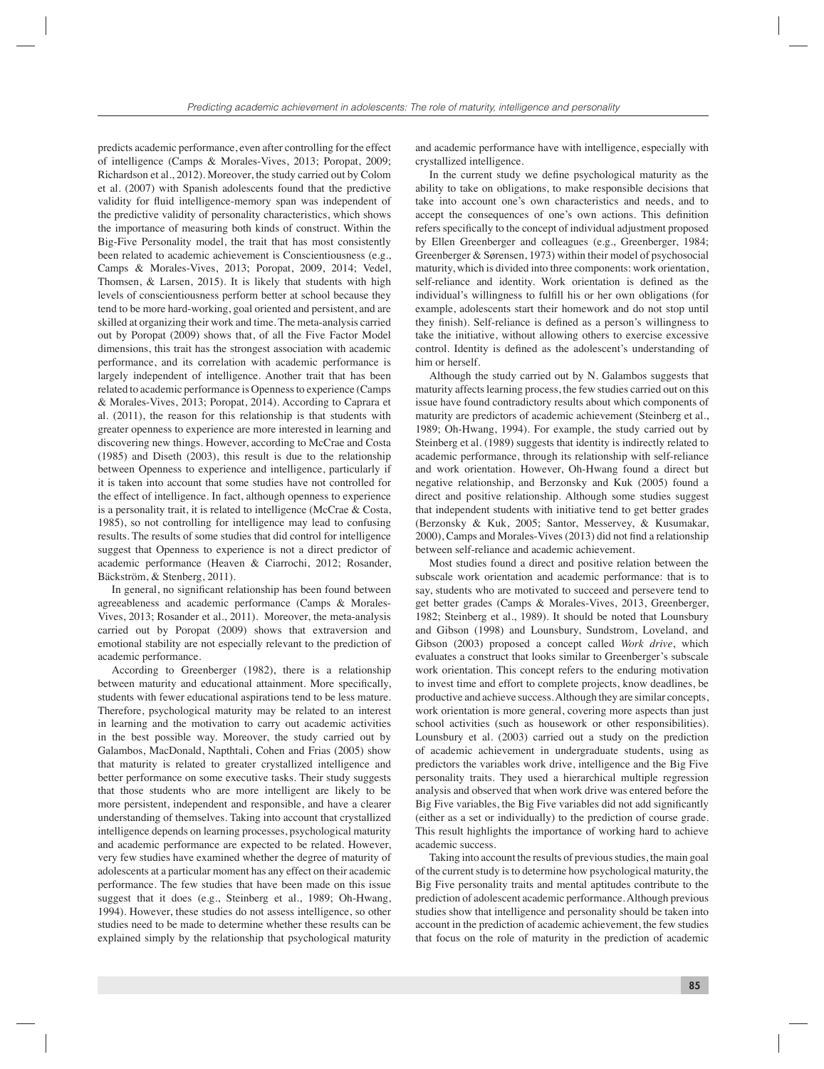predicts academic performance, even after controlling for the effect of intelligence (Camps & Morales-Vives, 2013; Poropat, 2009; Richardson et al., 2012). Moreover, the study carried out by Colom et al. (2007) with Spanish adolescents found that the predictive validity for fluid intelligence-memory span was independent of the predictive validity of personality characteristics, which shows the importance of measuring both kinds of construct. Within the Big-Five Personality model, the trait that has most consistently been related to academic achievement is Conscientiousness (e.g., Camps & Morales-Vives, 2013; Poropat, 2009, 2014; Vedel, Thomsen, & Larsen, 2015). It is likely that students with high levels of conscientiousness perform better at school because they tend to be more hard-working, goal oriented and persistent, and are skilled at organizing their work and time. The meta-analysis carried out by Poropat (2009) shows that, of all the Five Factor Model dimensions, this trait has the strongest association with academic performance, and its correlation with academic performance is largely independent of intelligence. Another trait that has been related to academic performance is Openness to experience (Camps & Morales-Vives, 2013; Poropat, 2014). According to Caprara et al. (2011), the reason for this relationship is that students with greater openness to experience are more interested in learning and discovering new things. However, according to McCrae and Costa (1985) and Diseth (2003), this result is due to the relationship between Openness to experience and intelligence, particularly if it is taken into account that some studies have not controlled for the effect of intelligence. In fact, although openness to experience is a personality trait, it is related to intelligence (McCrae & Costa, 1985), so not controlling for intelligence may lead to confusing results. The results of some studies that did control for intelligence suggest that Openness to experience is not a direct predictor of academic performance (Heaven & Ciarrochi, 2012; Rosander, Bäckström, & Stenberg, 2011).

In general, no significant relationship has been found between agreeableness and academic performance (Camps & Morales-Vives, 2013; Rosander et al., 2011). Moreover, the meta-analysis carried out by Poropat (2009) shows that extraversion and emotional stability are not especially relevant to the prediction of academic performance.

According to Greenberger (1982), there is a relationship between maturity and educational attainment. More specifically, students with fewer educational aspirations tend to be less mature. Therefore, psychological maturity may be related to an interest in learning and the motivation to carry out academic activities in the best possible way. Moreover, the study carried out by Galambos, MacDonald, Napthtali, Cohen and Frias (2005) show that maturity is related to greater crystallized intelligence and better performance on some executive tasks. Their study suggests that those students who are more intelligent are likely to be more persistent, independent and responsible, and have a clearer understanding of themselves. Taking into account that crystallized intelligence depends on learning processes, psychological maturity and academic performance are expected to be related. However, very few studies have examined whether the degree of maturity of adolescents at a particular moment has any effect on their academic performance. The few studies that have been made on this issue suggest that it does (e.g., Steinberg et al., 1989; Oh-Hwang, 1994). However, these studies do not assess intelligence, so other studies need to be made to determine whether these results can be explained simply by the relationship that psychological maturity and academic performance have with intelligence, especially with crystallized intelligence.

In the current study we define psychological maturity as the ability to take on obligations, to make responsible decisions that take into account one's own characteristics and needs, and to accept the consequences of one's own actions. This definition refers specifically to the concept of individual adjustment proposed by Ellen Greenberger and colleagues (e.g., Greenberger, 1984; Greenberger & Sørensen, 1973) within their model of psychosocial maturity, which is divided into three components: work orientation, self-reliance and identity. Work orientation is defined as the individual's willingness to fulfill his or her own obligations (for example, adolescents start their homework and do not stop until they finish). Self-reliance is defined as a person's willingness to take the initiative, without allowing others to exercise excessive control. Identity is defined as the adolescent's understanding of him or herself.

Although the study carried out by N. Galambos suggests that maturity affects learning process, the few studies carried out on this issue have found contradictory results about which components of maturity are predictors of academic achievement (Steinberg et al., 1989; Oh-Hwang, 1994). For example, the study carried out by Steinberg et al. (1989) suggests that identity is indirectly related to academic performance, through its relationship with self-reliance and work orientation. However, Oh-Hwang found a direct but negative relationship, and Berzonsky and Kuk (2005) found a direct and positive relationship. Although some studies suggest that independent students with initiative tend to get better grades (Berzonsky & Kuk, 2005; Santor, Messervey, & Kusumakar, 2000), Camps and Morales-Vives (2013) did not find a relationship between self-reliance and academic achievement.

Most studies found a direct and positive relation between the subscale work orientation and academic performance: that is to say, students who are motivated to succeed and persevere tend to get better grades (Camps & Morales-Vives, 2013, Greenberger, 1982; Steinberg et al., 1989). It should be noted that Lounsbury and Gibson (1998) and Lounsbury, Sundstrom, Loveland, and Gibson (2003) proposed a concept called *Work drive*, which evaluates a construct that looks similar to Greenberger's subscale work orientation. This concept refers to the enduring motivation to invest time and effort to complete projects, know deadlines, be productive and achieve success. Although they are similar concepts, work orientation is more general, covering more aspects than just school activities (such as housework or other responsibilities). Lounsbury et al. (2003) carried out a study on the prediction of academic achievement in undergraduate students, using as predictors the variables work drive, intelligence and the Big Five personality traits. They used a hierarchical multiple regression analysis and observed that when work drive was entered before the Big Five variables, the Big Five variables did not add significantly (either as a set or individually) to the prediction of course grade. This result highlights the importance of working hard to achieve academic success.

Taking into account the results of previous studies, the main goal of the current study is to determine how psychological maturity, the Big Five personality traits and mental aptitudes contribute to the prediction of adolescent academic performance. Although previous studies show that intelligence and personality should be taken into account in the prediction of academic achievement, the few studies that focus on the role of maturity in the prediction of academic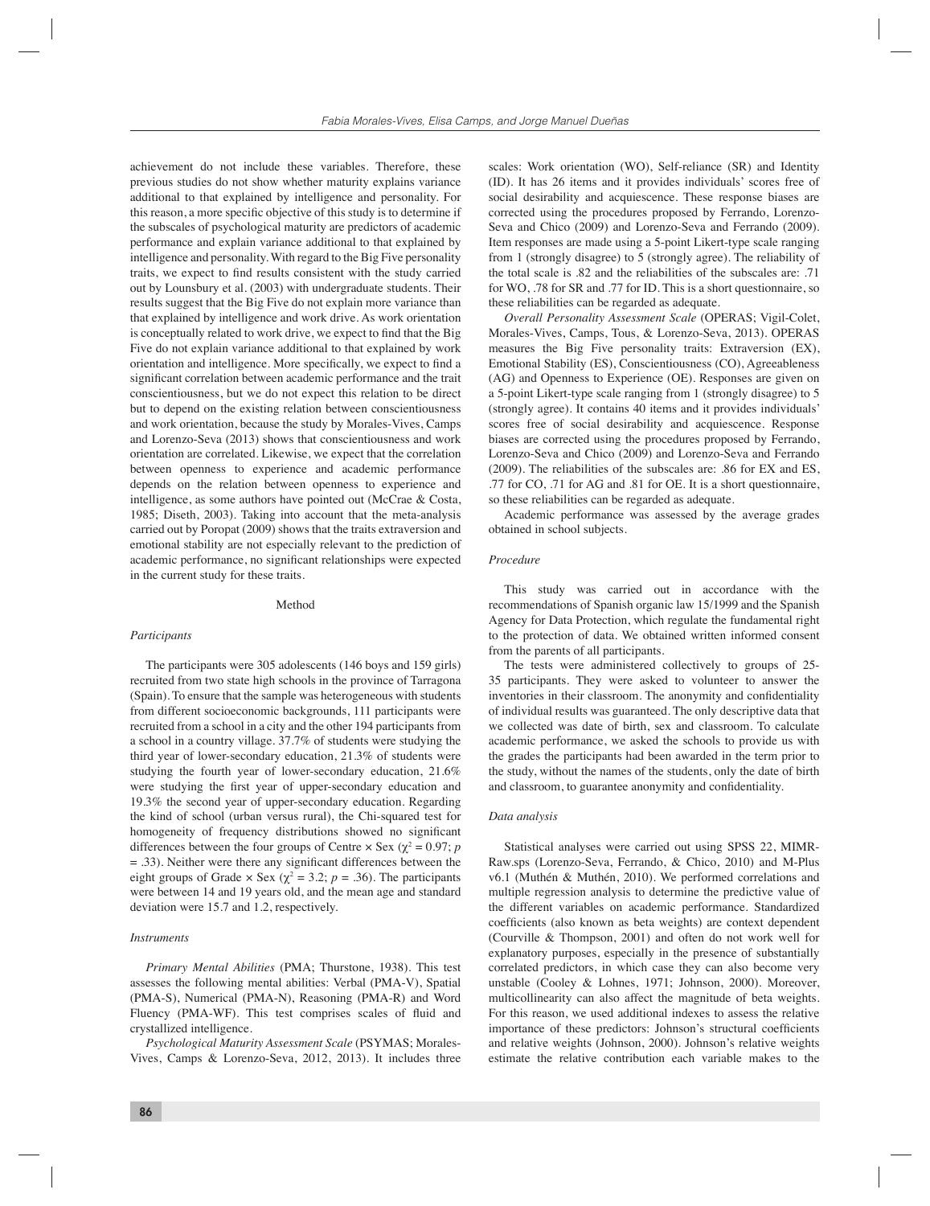achievement do not include these variables. Therefore, these previous studies do not show whether maturity explains variance additional to that explained by intelligence and personality. For this reason, a more specific objective of this study is to determine if the subscales of psychological maturity are predictors of academic performance and explain variance additional to that explained by intelligence and personality. With regard to the Big Five personality traits, we expect to find results consistent with the study carried out by Lounsbury et al. (2003) with undergraduate students. Their results suggest that the Big Five do not explain more variance than that explained by intelligence and work drive. As work orientation is conceptually related to work drive, we expect to find that the Big Five do not explain variance additional to that explained by work orientation and intelligence. More specifically, we expect to find a significant correlation between academic performance and the trait conscientiousness, but we do not expect this relation to be direct but to depend on the existing relation between conscientiousness and work orientation, because the study by Morales-Vives, Camps and Lorenzo-Seva (2013) shows that conscientiousness and work orientation are correlated. Likewise, we expect that the correlation between openness to experience and academic performance depends on the relation between openness to experience and intelligence, as some authors have pointed out (McCrae & Costa, 1985; Diseth, 2003). Taking into account that the meta-analysis carried out by Poropat (2009) shows that the traits extraversion and emotional stability are not especially relevant to the prediction of academic performance, no significant relationships were expected in the current study for these traits.

## Method

### *Participants*

The participants were 305 adolescents (146 boys and 159 girls) recruited from two state high schools in the province of Tarragona (Spain). To ensure that the sample was heterogeneous with students from different socioeconomic backgrounds, 111 participants were recruited from a school in a city and the other 194 participants from a school in a country village. 37.7% of students were studying the third year of lower-secondary education, 21.3% of students were studying the fourth year of lower-secondary education, 21.6% were studying the first year of upper-secondary education and 19.3% the second year of upper-secondary education. Regarding the kind of school (urban versus rural), the Chi-squared test for homogeneity of frequency distributions showed no significant differences between the four groups of Centre × Sex ($\chi^2 = 0.97$; $p = .33$). Neither were there any significant differences between the eight groups of Grade × Sex ($\chi^2 = 3.2$; $p = .36$). The participants were between 14 and 19 years old, and the mean age and standard deviation were 15.7 and 1.2, respectively.

### *Instruments*

*Primary Mental Abilities* (PMA; Thurstone, 1938). This test assesses the following mental abilities: Verbal (PMA-V), Spatial (PMA-S), Numerical (PMA-N), Reasoning (PMA-R) and Word Fluency (PMA-WF). This test comprises scales of fluid and crystallized intelligence.

*Psychological Maturity Assessment Scale* (PSYMAS; Morales-Vives, Camps & Lorenzo-Seva, 2012, 2013). It includes three scales: Work orientation (WO), Self-reliance (SR) and Identity (ID). It has 26 items and it provides individuals' scores free of social desirability and acquiescence. These response biases are corrected using the procedures proposed by Ferrando, Lorenzo-Seva and Chico (2009) and Lorenzo-Seva and Ferrando (2009). Item responses are made using a 5-point Likert-type scale ranging from 1 (strongly disagree) to 5 (strongly agree). The reliability of the total scale is .82 and the reliabilities of the subscales are: .71 for WO, .78 for SR and .77 for ID. This is a short questionnaire, so these reliabilities can be regarded as adequate.

*Overall Personality Assessment Scale* (OPERAS; Vigil-Colet, Morales-Vives, Camps, Tous, & Lorenzo-Seva, 2013). OPERAS measures the Big Five personality traits: Extraversion (EX), Emotional Stability (ES), Conscientiousness (CO), Agreeableness (AG) and Openness to Experience (OE). Responses are given on a 5-point Likert-type scale ranging from 1 (strongly disagree) to 5 (strongly agree). It contains 40 items and it provides individuals' scores free of social desirability and acquiescence. Response biases are corrected using the procedures proposed by Ferrando, Lorenzo-Seva and Chico (2009) and Lorenzo-Seva and Ferrando (2009). The reliabilities of the subscales are: .86 for EX and ES, .77 for CO, .71 for AG and .81 for OE. It is a short questionnaire, so these reliabilities can be regarded as adequate.

Academic performance was assessed by the average grades obtained in school subjects.

### *Procedure*

This study was carried out in accordance with the recommendations of Spanish organic law 15/1999 and the Spanish Agency for Data Protection, which regulate the fundamental right to the protection of data. We obtained written informed consent from the parents of all participants.

The tests were administered collectively to groups of 25-35 participants. They were asked to volunteer to answer the inventories in their classroom. The anonymity and confidentiality of individual results was guaranteed. The only descriptive data that we collected was date of birth, sex and classroom. To calculate academic performance, we asked the schools to provide us with the grades the participants had been awarded in the term prior to the study, without the names of the students, only the date of birth and classroom, to guarantee anonymity and confidentiality.

### *Data analysis*

Statistical analyses were carried out using SPSS 22, MIMR-Raw.sps (Lorenzo-Seva, Ferrando, & Chico, 2010) and M-Plus v6.1 (Muthén & Muthén, 2010). We performed correlations and multiple regression analysis to determine the predictive value of the different variables on academic performance. Standardized coefficients (also known as beta weights) are context dependent (Courville & Thompson, 2001) and often do not work well for explanatory purposes, especially in the presence of substantially correlated predictors, in which case they can also become very unstable (Cooley & Lohnes, 1971; Johnson, 2000). Moreover, multicollinearity can also affect the magnitude of beta weights. For this reason, we used additional indexes to assess the relative importance of these predictors: Johnson's structural coefficients and relative weights (Johnson, 2000). Johnson's relative weights estimate the relative contribution each variable makes to the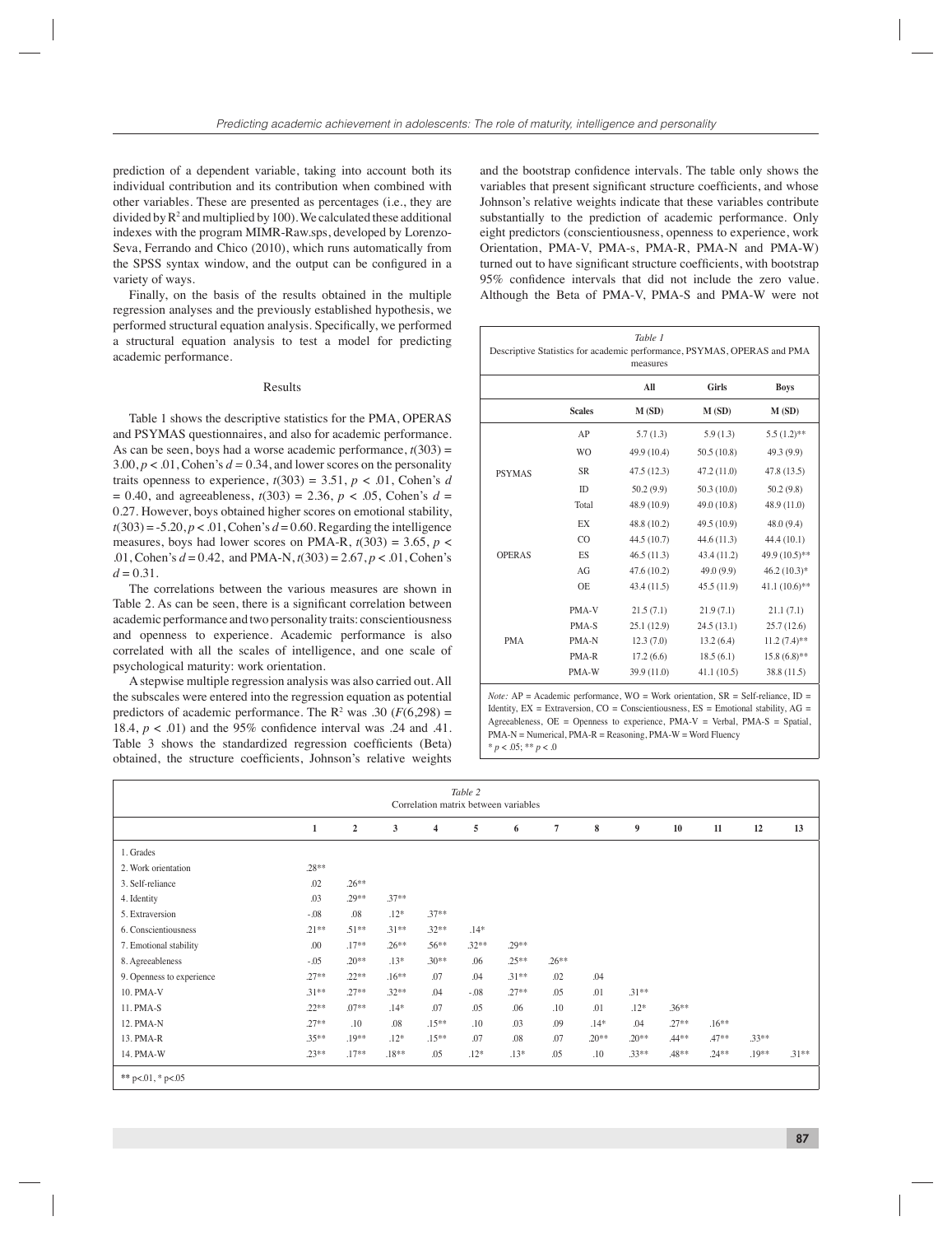prediction of a dependent variable, taking into account both its individual contribution and its contribution when combined with other variables. These are presented as percentages (i.e., they are divided by $R^2$ and multiplied by 100). We calculated these additional indexes with the program MIMR-Raw.sps, developed by Lorenzo-Seva, Ferrando and Chico (2010), which runs automatically from the SPSS syntax window, and the output can be configured in a variety of ways.

Finally, on the basis of the results obtained in the multiple regression analyses and the previously established hypothesis, we performed structural equation analysis. Specifically, we performed a structural equation analysis to test a model for predicting academic performance.

## Results

Table 1 shows the descriptive statistics for the PMA, OPERAS and PSYMAS questionnaires, and also for academic performance. As can be seen, boys had a worse academic performance, $t(303) = 3.00$, $p < .01$, Cohen's $d = 0.34$, and lower scores on the personality traits openness to experience, $t(303) = 3.51$, $p < .01$, Cohen's $d = 0.40$, and agreeableness, $t(303) = 2.36$, $p < .05$, Cohen's $d = 0.27$. However, boys obtained higher scores on emotional stability, $t(303) = -5.20$, $p < .01$, Cohen's $d = 0.60$. Regarding the intelligence measures, boys had lower scores on PMA-R, $t(303) = 3.65$, $p < .01$, Cohen's $d = 0.42$, and PMA-N, $t(303) = 2.67$, $p < .01$, Cohen's $d = 0.31$.

The correlations between the various measures are shown in Table 2. As can be seen, there is a significant correlation between academic performance and two personality traits: conscientiousness and openness to experience. Academic performance is also correlated with all the scales of intelligence, and one scale of psychological maturity: work orientation.

A stepwise multiple regression analysis was also carried out. All the subscales were entered into the regression equation as potential predictors of academic performance. The $R^2$ was .30 ($F(6,298) = 18.4$, $p < .01$) and the 95% confidence interval was .24 and .41. Table 3 shows the standardized regression coefficients (Beta) obtained, the structure coefficients, Johnson's relative weights and the bootstrap confidence intervals. The table only shows the variables that present significant structure coefficients, and whose Johnson's relative weights indicate that these variables contribute substantially to the prediction of academic performance. Only eight predictors (conscientiousness, openness to experience, work Orientation, PMA-V, PMA-s, PMA-R, PMA-N and PMA-W) turned out to have significant structure coefficients, with bootstrap 95% confidence intervals that did not include the zero value. Although the Beta of PMA-V, PMA-S and PMA-W were not

*Table 1*
Descriptive Statistics for academic performance, PSYMAS, OPERAS and PMA measures

| | | All | Girls | Boys |
|---|---|---|---|---|
| | **Scales** | **M (SD)** | **M (SD)** | **M (SD)** |
| | AP | 5.7 (1.3) | 5.9 (1.3) | 5.5 (1.2)** |
| PSYMAS | WO | 49.9 (10.4) | 50.5 (10.8) | 49.3 (9.9) |
| | SR | 47.5 (12.3) | 47.2 (11.0) | 47.8 (13.5) |
| | ID | 50.2 (9.9) | 50.3 (10.0) | 50.2 (9.8) |
| | Total | 48.9 (10.9) | 49.0 (10.8) | 48.9 (11.0) |
| OPERAS | EX | 48.8 (10.2) | 49.5 (10.9) | 48.0 (9.4) |
| | CO | 44.5 (10.7) | 44.6 (11.3) | 44.4 (10.1) |
| | ES | 46.5 (11.3) | 43.4 (11.2) | 49.9 (10.5)** |
| | AG | 47.6 (10.2) | 49.0 (9.9) | 46.2 (10.3)* |
| | OE | 43.4 (11.5) | 45.5 (11.9) | 41.1 (10.6)** |
| PMA | PMA-V | 21.5 (7.1) | 21.9 (7.1) | 21.1 (7.1) |
| | PMA-S | 25.1 (12.9) | 24.5 (13.1) | 25.7 (12.6) |
| | PMA-N | 12.3 (7.0) | 13.2 (6.4) | 11.2 (7.4)** |
| | PMA-R | 17.2 (6.6) | 18.5 (6.1) | 15.8 (6.8)** |
| | PMA-W | 39.9 (11.0) | 41.1 (10.5) | 38.8 (11.5) |

*Note:* AP = Academic performance, WO = Work orientation, SR = Self-reliance, ID = Identity, EX = Extraversion, CO = Conscientiousness, ES = Emotional stability, AG = Agreeableness, OE = Openness to experience, PMA-V = Verbal, PMA-S = Spatial, PMA-N = Numerical, PMA-R = Reasoning, PMA-W = Word Fluency
* $p < .05$; ** $p < .0$

*Table 2*
Correlation matrix between variables

| | 1 | 2 | 3 | 4 | 5 | 6 | 7 | 8 | 9 | 10 | 11 | 12 | 13 |
|---|---|---|---|---|---|---|---|---|---|---|---|---|---|
| 1. Grades | | | | | | | | | | | | | |
| 2. Work orientation | .28** | | | | | | | | | | | | |
| 3. Self-reliance | .02 | .26** | | | | | | | | | | | |
| 4. Identity | .03 | .29** | .37** | | | | | | | | | | |
| 5. Extraversion | -.08 | .08 | .12* | .37** | | | | | | | | | |
| 6. Conscientiousness | .21** | .51** | .31** | .32** | .14* | | | | | | | | |
| 7. Emotional stability | .00 | .17** | .26** | .56** | .32** | .29** | | | | | | | |
| 8. Agreeableness | -.05 | .20** | .13* | .30** | .06 | .25** | .26** | | | | | | |
| 9. Openness to experience | .27** | .22** | .16** | .07 | .04 | .31** | .02 | .04 | | | | | |
| 10. PMA-V | .31** | .27** | .32** | .04 | -.08 | .27** | .05 | .01 | .31** | | | | |
| 11. PMA-S | .22** | .07** | .14* | .07 | .05 | .06 | .10 | .01 | .12* | .36** | | | |
| 12. PMA-N | .27** | .10 | .08 | .15** | .10 | .03 | .09 | .14* | .04 | .27** | .16** | | |
| 13. PMA-R | .35** | .19** | .12* | .15** | .07 | .08 | .07 | .20** | .20** | .44** | .47** | .33** | |
| 14. PMA-W | .23** | .17** | .18** | .05 | .12* | .13* | .05 | .10 | .33** | .48** | .24** | .19** | .31** |

** p<.01, * p<.05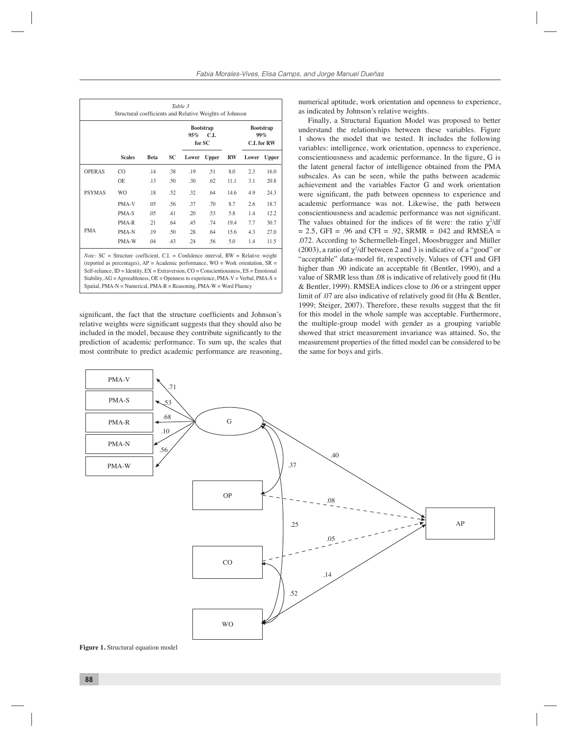*Table 3*
Structural coefficients and Relative Weights of Johnson

| | Scales | Beta | SC | Bootstrap 95% C.I. for SC | | RW | Bootstrap 99% C.I. for RW | |
|---|---|---|---|---|---|---|---|---|
| | | | | Lower | Upper | | Lower | Upper |
| OPERAS | CO | .14 | .38 | .19 | .51 | 8.0 | 2.3 | 16.0 |
| | OE | .13 | .50 | .30 | .62 | 11.1 | 3.1 | 20.8 |
| PSYMAS | WO | .18 | .52 | .32 | .64 | 14.6 | 4.9 | 24.3 |
| PMA | PMA-V | .05 | .56 | .37 | .70 | 8.7 | 2.6 | 18.7 |
| | PMA-S | .05 | .41 | .20 | .53 | 5.8 | 1.4 | 12.2 |
| | PMA-R | .21 | .64 | .45 | .74 | 19.4 | 7.7 | 30.7 |
| | PMA-N | .19 | .50 | .28 | .64 | 15.6 | 4.3 | 27.0 |
| | PMA-W | .04 | .43 | .24 | .56 | 5.0 | 1.4 | 11.5 |

*Note:* SC = Structure coefficient, C.I. = Confidence interval, RW = Relative weight (reported as percentages), AP = Academic performance, WO = Work orientation, SR = Self-reliance, ID = Identity, EX = Extraversion, CO = Conscientiousness, ES = Emotional Stability, AG = Agreeableness, OE = Openness to experience, PMA-V = Verbal, PMA-S = Spatial, PMA-N = Numerical, PMA-R = Reasoning, PMA-W = Word Fluency

significant, the fact that the structure coefficients and Johnson's relative weights were significant suggests that they should also be included in the model, because they contribute significantly to the prediction of academic performance. To sum up, the scales that most contribute to predict academic performance are reasoning, numerical aptitude, work orientation and openness to experience, as indicated by Johnson's relative weights.

Finally, a Structural Equation Model was proposed to better understand the relationships between these variables. Figure 1 shows the model that we tested. It includes the following variables: intelligence, work orientation, openness to experience, conscientiousness and academic performance. In the figure, G is the latent general factor of intelligence obtained from the PMA subscales. As can be seen, while the paths between academic achievement and the variables Factor G and work orientation were significant, the path between openness to experience and academic performance was not. Likewise, the path between conscientiousness and academic performance was not significant. The values obtained for the indices of fit were: the ratio $\chi^2$/df = 2.5, GFI = .96 and CFI = .92, SRMR = .042 and RMSEA = .072. According to Schermelleh-Engel, Moosbrugger and Müller (2003), a ratio of $\chi^2$/df between 2 and 3 is indicative of a "good" or "acceptable" data-model fit, respectively. Values of CFI and GFI higher than .90 indicate an acceptable fit (Bentler, 1990), and a value of SRMR less than .08 is indicative of relatively good fit (Hu & Bentler, 1999). RMSEA indices close to .06 or a stringent upper limit of .07 are also indicative of relatively good fit (Hu & Bentler, 1999; Steiger, 2007). Therefore, these results suggest that the fit for this model in the whole sample was acceptable. Furthermore, the multiple-group model with gender as a grouping variable showed that strict measurement invariance was attained. So, the measurement properties of the fitted model can be considered to be the same for boys and girls.

**Figure 1.** Structural equation model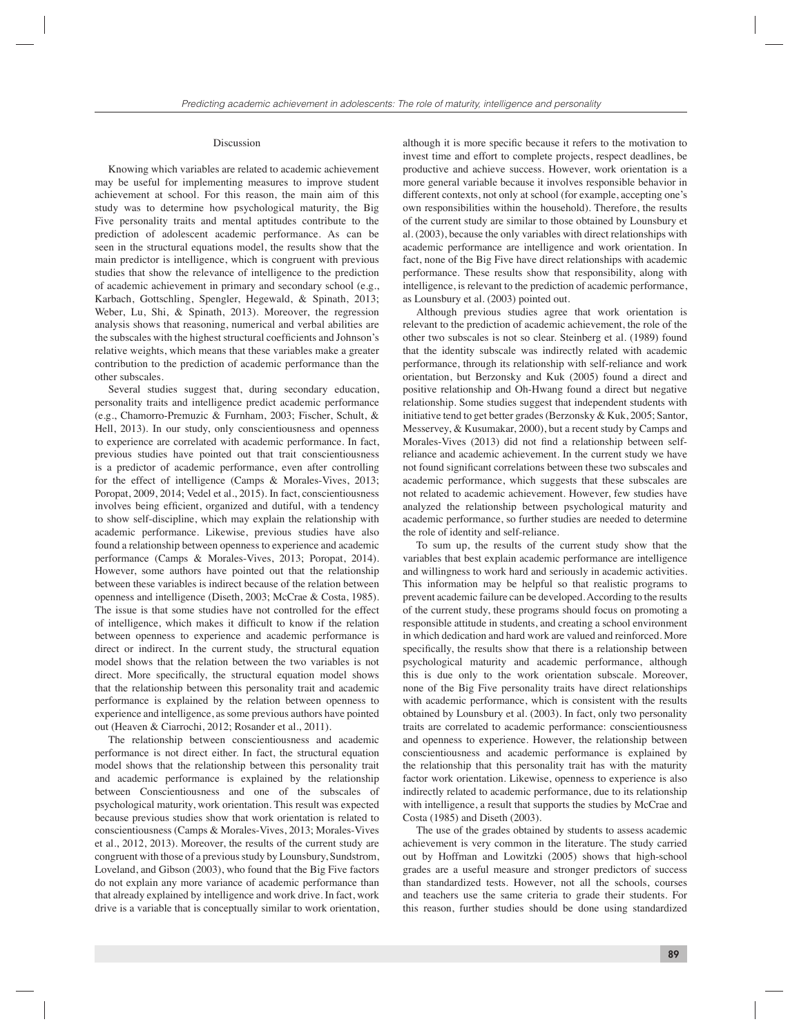## Discussion

Knowing which variables are related to academic achievement may be useful for implementing measures to improve student achievement at school. For this reason, the main aim of this study was to determine how psychological maturity, the Big Five personality traits and mental aptitudes contribute to the prediction of adolescent academic performance. As can be seen in the structural equations model, the results show that the main predictor is intelligence, which is congruent with previous studies that show the relevance of intelligence to the prediction of academic achievement in primary and secondary school (e.g., Karbach, Gottschling, Spengler, Hegewald, & Spinath, 2013; Weber, Lu, Shi, & Spinath, 2013). Moreover, the regression analysis shows that reasoning, numerical and verbal abilities are the subscales with the highest structural coefficients and Johnson's relative weights, which means that these variables make a greater contribution to the prediction of academic performance than the other subscales.

Several studies suggest that, during secondary education, personality traits and intelligence predict academic performance (e.g., Chamorro-Premuzic & Furnham, 2003; Fischer, Schult, & Hell, 2013). In our study, only conscientiousness and openness to experience are correlated with academic performance. In fact, previous studies have pointed out that trait conscientiousness is a predictor of academic performance, even after controlling for the effect of intelligence (Camps & Morales-Vives, 2013; Poropat, 2009, 2014; Vedel et al., 2015). In fact, conscientiousness involves being efficient, organized and dutiful, with a tendency to show self-discipline, which may explain the relationship with academic performance. Likewise, previous studies have also found a relationship between openness to experience and academic performance (Camps & Morales-Vives, 2013; Poropat, 2014). However, some authors have pointed out that the relationship between these variables is indirect because of the relation between openness and intelligence (Diseth, 2003; McCrae & Costa, 1985). The issue is that some studies have not controlled for the effect of intelligence, which makes it difficult to know if the relation between openness to experience and academic performance is direct or indirect. In the current study, the structural equation model shows that the relation between the two variables is not direct. More specifically, the structural equation model shows that the relationship between this personality trait and academic performance is explained by the relation between openness to experience and intelligence, as some previous authors have pointed out (Heaven & Ciarrochi, 2012; Rosander et al., 2011).

The relationship between conscientiousness and academic performance is not direct either. In fact, the structural equation model shows that the relationship between this personality trait and academic performance is explained by the relationship between Conscientiousness and one of the subscales of psychological maturity, work orientation. This result was expected because previous studies show that work orientation is related to conscientiousness (Camps & Morales-Vives, 2013; Morales-Vives et al., 2012, 2013). Moreover, the results of the current study are congruent with those of a previous study by Lounsbury, Sundstrom, Loveland, and Gibson (2003), who found that the Big Five factors do not explain any more variance of academic performance than that already explained by intelligence and work drive. In fact, work drive is a variable that is conceptually similar to work orientation, although it is more specific because it refers to the motivation to invest time and effort to complete projects, respect deadlines, be productive and achieve success. However, work orientation is a more general variable because it involves responsible behavior in different contexts, not only at school (for example, accepting one's own responsibilities within the household). Therefore, the results of the current study are similar to those obtained by Lounsbury et al. (2003), because the only variables with direct relationships with academic performance are intelligence and work orientation. In fact, none of the Big Five have direct relationships with academic performance. These results show that responsibility, along with intelligence, is relevant to the prediction of academic performance, as Lounsbury et al. (2003) pointed out.

Although previous studies agree that work orientation is relevant to the prediction of academic achievement, the role of the other two subscales is not so clear. Steinberg et al. (1989) found that the identity subscale was indirectly related with academic performance, through its relationship with self-reliance and work orientation, but Berzonsky and Kuk (2005) found a direct and positive relationship and Oh-Hwang found a direct but negative relationship. Some studies suggest that independent students with initiative tend to get better grades (Berzonsky & Kuk, 2005; Santor, Messervey, & Kusumakar, 2000), but a recent study by Camps and Morales-Vives (2013) did not find a relationship between self-reliance and academic achievement. In the current study we have not found significant correlations between these two subscales and academic performance, which suggests that these subscales are not related to academic achievement. However, few studies have analyzed the relationship between psychological maturity and academic performance, so further studies are needed to determine the role of identity and self-reliance.

To sum up, the results of the current study show that the variables that best explain academic performance are intelligence and willingness to work hard and seriously in academic activities. This information may be helpful so that realistic programs to prevent academic failure can be developed. According to the results of the current study, these programs should focus on promoting a responsible attitude in students, and creating a school environment in which dedication and hard work are valued and reinforced. More specifically, the results show that there is a relationship between psychological maturity and academic performance, although this is due only to the work orientation subscale. Moreover, none of the Big Five personality traits have direct relationships with academic performance, which is consistent with the results obtained by Lounsbury et al. (2003). In fact, only two personality traits are correlated to academic performance: conscientiousness and openness to experience. However, the relationship between conscientiousness and academic performance is explained by the relationship that this personality trait has with the maturity factor work orientation. Likewise, openness to experience is also indirectly related to academic performance, due to its relationship with intelligence, a result that supports the studies by McCrae and Costa (1985) and Diseth (2003).

The use of the grades obtained by students to assess academic achievement is very common in the literature. The study carried out by Hoffman and Lowitzki (2005) shows that high-school grades are a useful measure and stronger predictors of success than standardized tests. However, not all the schools, courses and teachers use the same criteria to grade their students. For this reason, further studies should be done using standardized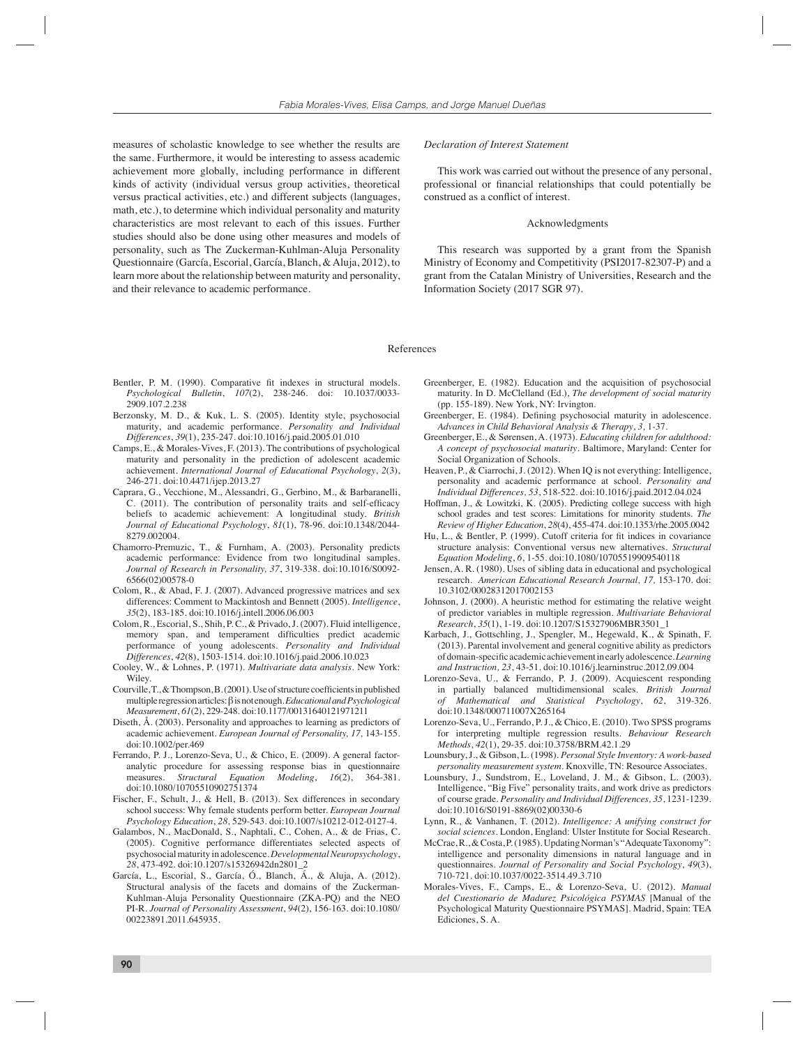measures of scholastic knowledge to see whether the results are the same. Furthermore, it would be interesting to assess academic achievement more globally, including performance in different kinds of activity (individual versus group activities, theoretical versus practical activities, etc.) and different subjects (languages, math, etc.), to determine which individual personality and maturity characteristics are most relevant to each of this issues. Further studies should also be done using other measures and models of personality, such as The Zuckerman-Kuhlman-Aluja Personality Questionnaire (García, Escorial, García, Blanch, & Aluja, 2012), to learn more about the relationship between maturity and personality, and their relevance to academic performance.

*Declaration of Interest Statement*

This work was carried out without the presence of any personal, professional or financial relationships that could potentially be construed as a conflict of interest.

## Acknowledgments

This research was supported by a grant from the Spanish Ministry of Economy and Competitivity (PSI2017-82307-P) and a grant from the Catalan Ministry of Universities, Research and the Information Society (2017 SGR 97).

## References

Bentler, P. M. (1990). Comparative fit indexes in structural models. *Psychological Bulletin*, *107*(2), 238-246. doi: 10.1037/0033-2909.107.2.238

Berzonsky, M. D., & Kuk, L. S. (2005). Identity style, psychosocial maturity, and academic performance. *Personality and Individual Differences*, *39*(1), 235-247. doi:10.1016/j.paid.2005.01.010

Camps, E., & Morales-Vives, F. (2013). The contributions of psychological maturity and personality in the prediction of adolescent academic achievement. *International Journal of Educational Psychology*, *2*(3), 246-271. doi:10.4471/ijep.2013.27

Caprara, G., Vecchione, M., Alessandri, G., Gerbino, M., & Barbaranelli, C. (2011). The contribution of personality traits and self-efficacy beliefs to academic achievement: A longitudinal study. *British Journal of Educational Psychology*, *81*(1), 78-96. doi:10.1348/2044-8279.002004.

Chamorro-Premuzic, T., & Furnham, A. (2003). Personality predicts academic performance: Evidence from two longitudinal samples. *Journal of Research in Personality, 37*, 319-338. doi:10.1016/S0092-6566(02)00578-0

Colom, R., & Abad, F. J. (2007). Advanced progressive matrices and sex differences: Comment to Mackintosh and Bennett (2005). *Intelligence*, *35*(2), 183-185. doi:10.1016/j.intell.2006.06.003

Colom, R., Escorial, S., Shih, P. C., & Privado, J. (2007). Fluid intelligence, memory span, and temperament difficulties predict academic performance of young adolescents. *Personality and Individual Differences*, *42*(8), 1503-1514. doi:10.1016/j.paid.2006.10.023

Cooley, W., & Lohnes, P. (1971). *Multivariate data analysis*. New York: Wiley.

Courville, T., & Thompson, B. (2001). Use of structure coefficients in published multiple regression articles: β is not enough. *Educational and Psychological Measurement*, *61*(2), 229-248. doi:10.1177/0013164012197​1211

Diseth, Å. (2003). Personality and approaches to learning as predictors of academic achievement. *European Journal of Personality, 17*, 143-155. doi:10.1002/per.469

Ferrando, P. J., Lorenzo-Seva, U., & Chico, E. (2009). A general factor-analytic procedure for assessing response bias in questionnaire measures. *Structural Equation Modeling*, *16*(2), 364-381. doi:10.1080/10705510902751374

Fischer, F., Schult, J., & Hell, B. (2013). Sex differences in secondary school success: Why female students perform better. *European Journal Psychology Education*, *28*, 529-543. doi:10.1007/s10212-012-0127-4.

Galambos, N., MacDonald, S., Naphtali, C., Cohen, A., & de Frias, C. (2005). Cognitive performance differentiates selected aspects of psychosocial maturity in adolescence. *Developmental Neuropsychology*, *28*, 473-492. doi:10.1207/s15326942dn2801_2

García, L., Escorial, S., García, Ó., Blanch, Á., & Aluja, A. (2012). Structural analysis of the facets and domains of the Zuckerman-Kuhlman-Aluja Personality Questionnaire (ZKA-PQ) and the NEO PI-R. *Journal of Personality Assessment*, *94*(2), 156-163. doi:10.1080/00223891.2011.645935.

Greenberger, E. (1982). Education and the acquisition of psychosocial maturity. In D. McClelland (Ed.), *The development of social maturity* (pp. 155-189). New York, NY: Irvington.

Greenberger, E. (1984). Defining psychosocial maturity in adolescence. *Advances in Child Behavioral Analysis & Therapy*, *3*, 1-37.

Greenberger, E., & Sørensen, A. (1973). *Educating children for adulthood: A concept of psychosocial maturity*. Baltimore, Maryland: Center for Social Organization of Schools.

Heaven, P., & Ciarrochi, J. (2012). When IQ is not everything: Intelligence, personality and academic performance at school. *Personality and Individual Differences, 53*, 518-522. doi:10.1016/j.paid.2012.04.024

Hoffman, J., & Lowitzki, K. (2005). Predicting college success with high school grades and test scores: Limitations for minority students. *The Review of Higher Education*, *28*(4), 455-474. doi:10.1353/rhe.2005.0042

Hu, L., & Bentler, P. (1999). Cutoff criteria for fit indices in covariance structure analysis: Conventional versus new alternatives. *Structural Equation Modeling*, *6*, 1-55. doi:10.1080/10705519909540118

Jensen, A. R. (1980). Uses of sibling data in educational and psychological research. *American Educational Research Journal, 17,* 153-170. doi: 10.3102/00028312017002153

Johnson, J. (2000). A heuristic method for estimating the relative weight of predictor variables in multiple regression. *Multivariate Behavioral Research*, *35*(1), 1-19. doi:10.1207/S15327906MBR3501_1

Karbach, J., Gottschling, J., Spengler, M., Hegewald, K., & Spinath, F. (2013). Parental involvement and general cognitive ability as predictors of domain-specific academic achievement in early adolescence. *Learning and Instruction, 23*, 43-51. doi:10.1016/j.learninstruc.2012.09.004

Lorenzo-Seva, U., & Ferrando, P. J. (2009). Acquiescent responding in partially balanced multidimensional scales. *British Journal of Mathematical and Statistical Psychology*, *62*, 319-326. doi:10.1348/000711007X265164

Lorenzo-Seva, U., Ferrando, P. J., & Chico, E. (2010). Two SPSS programs for interpreting multiple regression results. *Behaviour Research Methods*, *42*(1), 29-35. doi:10.3758/BRM.42.1.29

Lounsbury, J., & Gibson, L. (1998). *Personal Style Inventory: A work-based personality measurement system*. Knoxville, TN: Resource Associates.

Lounsbury, J., Sundstrom, E., Loveland, J. M., & Gibson, L. (2003). Intelligence, "Big Five" personality traits, and work drive as predictors of course grade. *Personality and Individual Differences, 35*, 1231-1239. doi:10.1016/S0191-8869(02)00330-6

Lynn, R., & Vanhanen, T. (2012). *Intelligence: A unifying construct for social sciences*. London, England: Ulster Institute for Social Research.

McCrae, R., & Costa, P. (1985). Updating Norman's "Adequate Taxonomy": intelligence and personality dimensions in natural language and in questionnaires. *Journal of Personality and Social Psychology*, *49*(3), 710-721. doi:10.1037/0022-3514.49.3.710

Morales-Vives, F., Camps, E., & Lorenzo-Seva, U. (2012). *Manual del Cuestionario de Madurez Psicológica PSYMAS* [Manual of the Psychological Maturity Questionnaire PSYMAS]. Madrid, Spain: TEA Ediciones, S. A.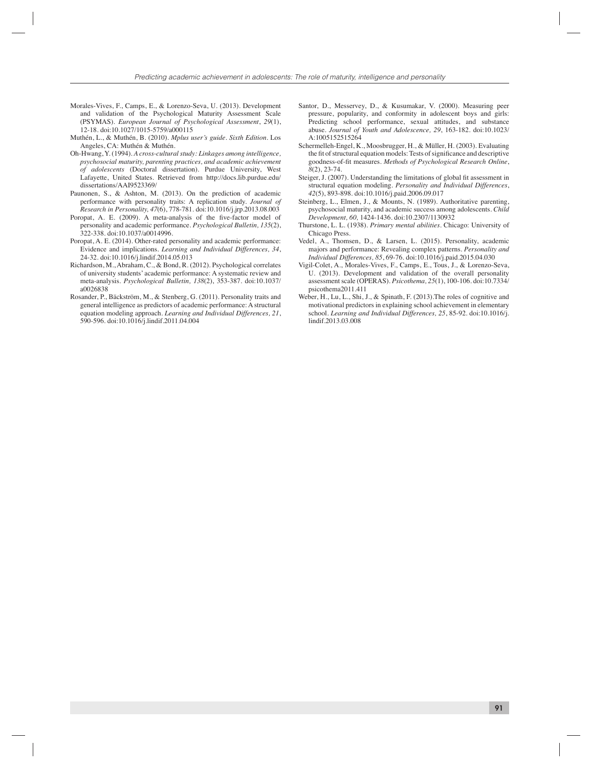Morales-Vives, F., Camps, E., & Lorenzo-Seva, U. (2013). Development and validation of the Psychological Maturity Assessment Scale (PSYMAS). *European Journal of Psychological Assessment*, *29*(1), 12-18. doi:10.1027/1015-5759/a000115

Muthén, L., & Muthén, B. (2010). *Mplus user's guide. Sixth Edition.* Los Angeles, CA: Muthén & Muthén.

Oh-Hwang, Y. (1994). *A cross-cultural study: Linkages among intelligence, psychosocial maturity, parenting practices, and academic achievement of adolescents* (Doctoral dissertation). Purdue University, West Lafayette, United States. Retrieved from http://docs.lib.purdue.edu/dissertations/AAI9523369/

Paunonen, S., & Ashton, M. (2013). On the prediction of academic performance with personality traits: A replication study. *Journal of Research in Personality, 47*(6), 778-781. doi:10.1016/j.jrp.2013.08.003

Poropat, A. E. (2009). A meta-analysis of the five-factor model of personality and academic performance. *Psychological Bulletin, 135*(2), 322-338. doi:10.1037/a0014996.

Poropat, A. E. (2014). Other-rated personality and academic performance: Evidence and implications. *Learning and Individual Differences, 34*, 24-32. doi:10.1016/j.lindif.2014.05.013

Richardson, M., Abraham, C., & Bond, R. (2012). Psychological correlates of university students' academic performance: A systematic review and meta-analysis. *Psychological Bulletin, 138*(2), 353-387. doi:10.1037/a0026838

Rosander, P., Bäckström, M., & Stenberg, G. (2011). Personality traits and general intelligence as predictors of academic performance: A structural equation modeling approach. *Learning and Individual Differences, 21*, 590-596. doi:10.1016/j.lindif.2011.04.004

Santor, D., Messervey, D., & Kusumakar, V. (2000). Measuring peer pressure, popularity, and conformity in adolescent boys and girls: Predicting school performance, sexual attitudes, and substance abuse. *Journal of Youth and Adolescence, 29*, 163-182. doi:10.1023/A:1005152515264

Schermelleh-Engel, K., Moosbrugger, H., & Müller, H. (2003). Evaluating the fit of structural equation models: Tests of significance and descriptive goodness-of-fit measures. *Methods of Psychological Research Online*, *8*(2), 23-74.

Steiger, J. (2007). Understanding the limitations of global fit assessment in structural equation modeling. *Personality and Individual Differences*, *42*(5), 893-898. doi:10.1016/j.paid.2006.09.017

Steinberg, L., Elmen, J., & Mounts, N. (1989). Authoritative parenting, psychosocial maturity, and academic success among adolescents. *Child Development, 60,* 1424-1436. doi:10.2307/1130932

Thurstone, L. L. (1938). *Primary mental abilities*. Chicago: University of Chicago Press.

Vedel, A., Thomsen, D., & Larsen, L. (2015). Personality, academic majors and performance: Revealing complex patterns. *Personality and Individual Differences, 85*, 69-76. doi:10.1016/j.paid.2015.04.030

Vigil-Colet, A., Morales-Vives, F., Camps, E., Tous, J., & Lorenzo-Seva, U. (2013). Development and validation of the overall personality assessment scale (OPERAS). *Psicothema, 25*(1), 100-106. doi:10.7334/psicothema2011.411

Weber, H., Lu, L., Shi, J., & Spinath, F. (2013).The roles of cognitive and motivational predictors in explaining school achievement in elementary school. *Learning and Individual Differences, 25*, 85-92. doi:10.1016/j.lindif.2013.03.008